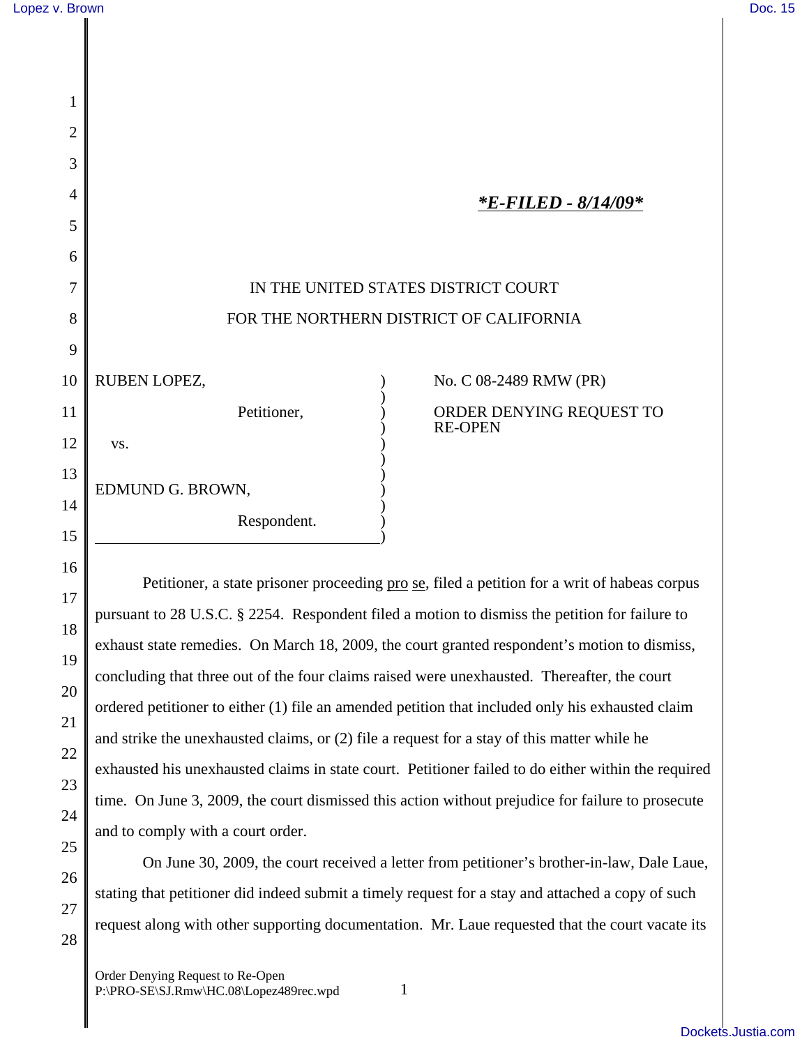*E-FILED - 8/14/09*

IN THE UNITED STATES DISTRICT COURT
FOR THE NORTHERN DISTRICT OF CALIFORNIA

| | |
|---|---|
| RUBEN LOPEZ,<br><br>Petitioner,<br><br>vs.<br><br>EDMUND G. BROWN,<br><br>Respondent. | No. C 08-2489 RMW (PR)<br><br>ORDER DENYING REQUEST TO RE-OPEN |

Petitioner, a state prisoner proceeding pro se, filed a petition for a writ of habeas corpus pursuant to 28 U.S.C. § 2254. Respondent filed a motion to dismiss the petition for failure to exhaust state remedies. On March 18, 2009, the court granted respondent's motion to dismiss, concluding that three out of the four claims raised were unexhausted. Thereafter, the court ordered petitioner to either (1) file an amended petition that included only his exhausted claim and strike the unexhausted claims, or (2) file a request for a stay of this matter while he exhausted his unexhausted claims in state court. Petitioner failed to do either within the required time. On June 3, 2009, the court dismissed this action without prejudice for failure to prosecute and to comply with a court order.

On June 30, 2009, the court received a letter from petitioner's brother-in-law, Dale Laue, stating that petitioner did indeed submit a timely request for a stay and attached a copy of such request along with other supporting documentation. Mr. Laue requested that the court vacate its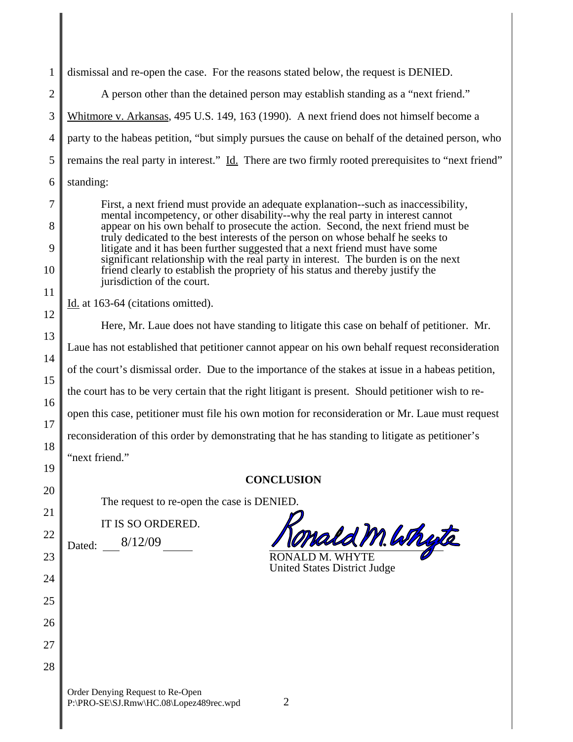dismissal and re-open the case. For the reasons stated below, the request is DENIED.

A person other than the detained person may establish standing as a "next friend." Whitmore v. Arkansas, 495 U.S. 149, 163 (1990). A next friend does not himself become a party to the habeas petition, "but simply pursues the cause on behalf of the detained person, who remains the real party in interest." Id. There are two firmly rooted prerequisites to "next friend" standing:

> First, a next friend must provide an adequate explanation--such as inaccessibility, mental incompetency, or other disability--why the real party in interest cannot appear on his own behalf to prosecute the action. Second, the next friend must be truly dedicated to the best interests of the person on whose behalf he seeks to litigate and it has been further suggested that a next friend must have some significant relationship with the real party in interest. The burden is on the next friend clearly to establish the propriety of his status and thereby justify the jurisdiction of the court.

Id. at 163-64 (citations omitted).

Here, Mr. Laue does not have standing to litigate this case on behalf of petitioner. Mr. Laue has not established that petitioner cannot appear on his own behalf request reconsideration of the court's dismissal order. Due to the importance of the stakes at issue in a habeas petition, the court has to be very certain that the right litigant is present. Should petitioner wish to re-open this case, petitioner must file his own motion for reconsideration or Mr. Laue must request reconsideration of this order by demonstrating that he has standing to litigate as petitioner's "next friend."

**CONCLUSION**

The request to re-open the case is DENIED.

IT IS SO ORDERED.

Dated: 8/12/09

RONALD M. WHYTE
United States District Judge

Order Denying Request to Re-Open
P:\PRO-SE\SJ.Rmw\HC.08\Lopez489rec.wpd